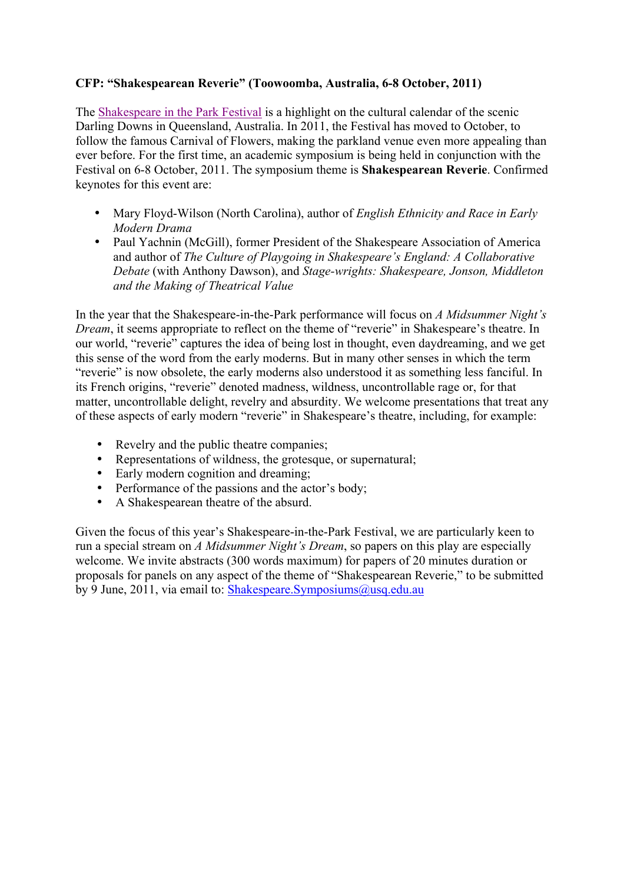**CFP: "Shakespearean Reverie" (Toowoomba, Australia, 6-8 October, 2011)**

The Shakespeare in the Park Festival is a highlight on the cultural calendar of the scenic Darling Downs in Queensland, Australia. In 2011, the Festival has moved to October, to follow the famous Carnival of Flowers, making the parkland venue even more appealing than ever before. For the first time, an academic symposium is being held in conjunction with the Festival on 6-8 October, 2011. The symposium theme is **Shakespearean Reverie**. Confirmed keynotes for this event are:

- Mary Floyd-Wilson (North Carolina), author of *English Ethnicity and Race in Early Modern Drama*
- Paul Yachnin (McGill), former President of the Shakespeare Association of America and author of *The Culture of Playgoing in Shakespeare's England: A Collaborative Debate* (with Anthony Dawson), and *Stage-wrights: Shakespeare, Jonson, Middleton and the Making of Theatrical Value*

In the year that the Shakespeare-in-the-Park performance will focus on *A Midsummer Night's Dream*, it seems appropriate to reflect on the theme of "reverie" in Shakespeare's theatre. In our world, "reverie" captures the idea of being lost in thought, even daydreaming, and we get this sense of the word from the early moderns. But in many other senses in which the term "reverie" is now obsolete, the early moderns also understood it as something less fanciful. In its French origins, "reverie" denoted madness, wildness, uncontrollable rage or, for that matter, uncontrollable delight, revelry and absurdity. We welcome presentations that treat any of these aspects of early modern "reverie" in Shakespeare's theatre, including, for example:

- Revelry and the public theatre companies;
- Representations of wildness, the grotesque, or supernatural;
- Early modern cognition and dreaming;
- Performance of the passions and the actor's body;
- A Shakespearean theatre of the absurd.

Given the focus of this year's Shakespeare-in-the-Park Festival, we are particularly keen to run a special stream on *A Midsummer Night's Dream*, so papers on this play are especially welcome. We invite abstracts (300 words maximum) for papers of 20 minutes duration or proposals for panels on any aspect of the theme of "Shakespearean Reverie," to be submitted by 9 June, 2011, via email to: Shakespeare.Symposiums@usq.edu.au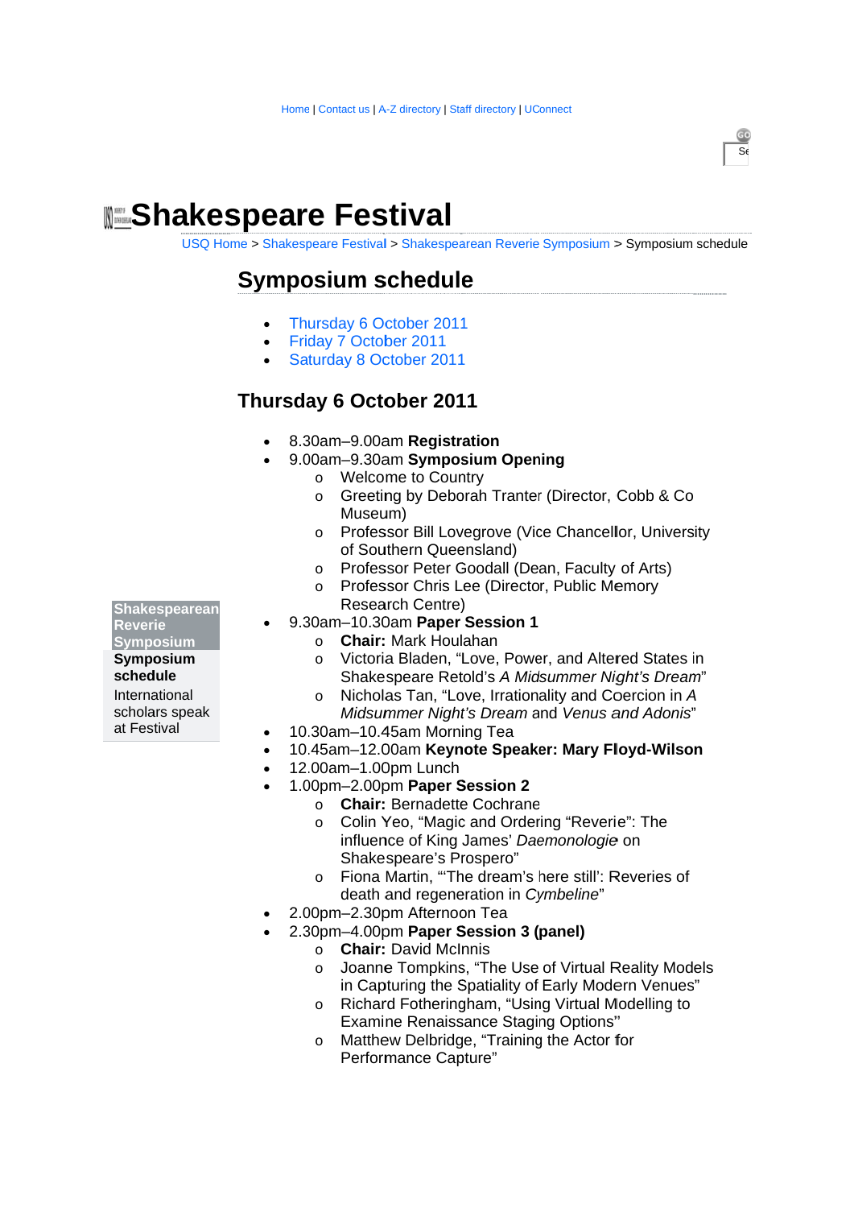Home | Contact us | A-Z directory | Staff directory | UConnect

# Shakespeare Festival

USQ Home > Shakespeare Festival > Shakespearean Reverie Symposium > Symposium schedule

## Symposium schedule

- Thursday 6 October 2011
- Friday 7 October 2011
- Saturday 8 October 2011

## Thursday 6 October 2011

- 8.30am–9.00am **Registration**
- 9.00am–9.30am **Symposium Opening**
  - Welcome to Country
  - Greeting by Deborah Tranter (Director, Cobb & Co Museum)
  - Professor Bill Lovegrove (Vice Chancellor, University of Southern Queensland)
  - Professor Peter Goodall (Dean, Faculty of Arts)
  - Professor Chris Lee (Director, Public Memory Research Centre)
- 9.30am–10.30am **Paper Session 1**
  - **Chair:** Mark Houlahan
  - Victoria Bladen, "Love, Power, and Altered States in Shakespeare Retold's *A Midsummer Night's Dream*"
  - Nicholas Tan, "Love, Irrationality and Coercion in *A Midsummer Night's Dream* and *Venus and Adonis*"
- 10.30am–10.45am Morning Tea
- 10.45am–12.00am **Keynote Speaker: Mary Floyd-Wilson**
- 12.00am–1.00pm Lunch
- 1.00pm–2.00pm **Paper Session 2**
  - **Chair:** Bernadette Cochrane
  - Colin Yeo, "Magic and Ordering "Reverie": The influence of King James' *Daemonologie* on Shakespeare's Prospero"
  - Fiona Martin, "'The dream's here still': Reveries of death and regeneration in *Cymbeline*"
- 2.00pm–2.30pm Afternoon Tea
- 2.30pm–4.00pm **Paper Session 3 (panel)**
  - **Chair:** David McInnis
  - Joanne Tompkins, "The Use of Virtual Reality Models in Capturing the Spatiality of Early Modern Venues"
  - Richard Fotheringham, "Using Virtual Modelling to Examine Renaissance Staging Options"
  - Matthew Delbridge, "Training the Actor for Performance Capture"

Shakespearean Reverie Symposium

**Symposium schedule**

International scholars speak at Festival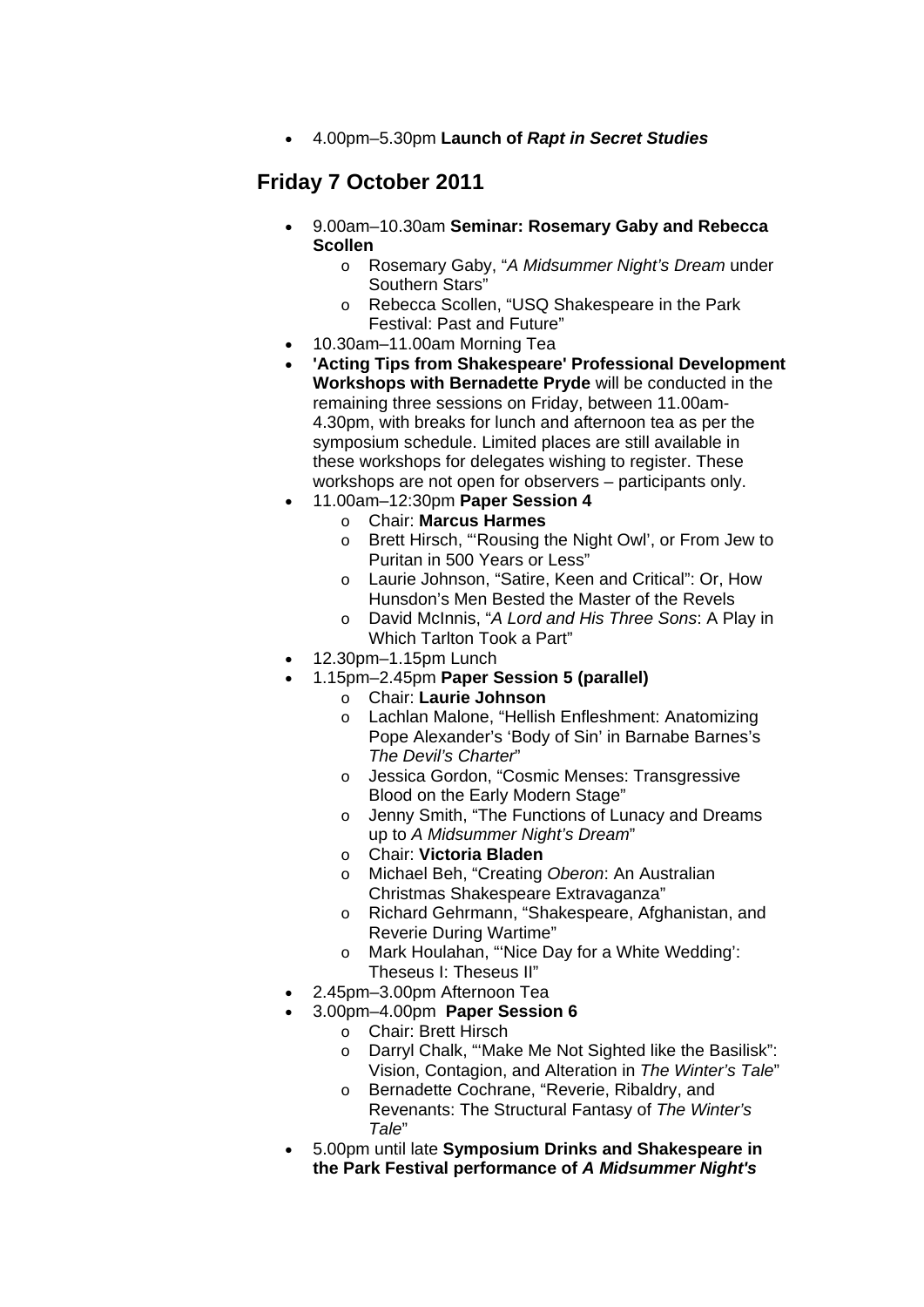- 4.00pm–5.30pm **Launch of *Rapt in Secret Studies***

## Friday 7 October 2011

- 9.00am–10.30am **Seminar: Rosemary Gaby and Rebecca Scollen**
  - Rosemary Gaby, "*A Midsummer Night's Dream* under Southern Stars"
  - Rebecca Scollen, "USQ Shakespeare in the Park Festival: Past and Future"
- 10.30am–11.00am Morning Tea
- **'Acting Tips from Shakespeare' Professional Development Workshops with Bernadette Pryde** will be conducted in the remaining three sessions on Friday, between 11.00am-4.30pm, with breaks for lunch and afternoon tea as per the symposium schedule. Limited places are still available in these workshops for delegates wishing to register. These workshops are not open for observers – participants only.
- 11.00am–12:30pm **Paper Session 4**
  - Chair: **Marcus Harmes**
  - Brett Hirsch, "'Rousing the Night Owl', or From Jew to Puritan in 500 Years or Less"
  - Laurie Johnson, "Satire, Keen and Critical": Or, How Hunsdon's Men Bested the Master of the Revels
  - David McInnis, "*A Lord and His Three Sons*: A Play in Which Tarlton Took a Part"
- 12.30pm–1.15pm Lunch
- 1.15pm–2.45pm **Paper Session 5 (parallel)**
  - Chair: **Laurie Johnson**
  - Lachlan Malone, "Hellish Enfleshment: Anatomizing Pope Alexander's 'Body of Sin' in Barnabe Barnes's *The Devil's Charter*"
  - Jessica Gordon, "Cosmic Menses: Transgressive Blood on the Early Modern Stage"
  - Jenny Smith, "The Functions of Lunacy and Dreams up to *A Midsummer Night's Dream*"
  - Chair: **Victoria Bladen**
  - Michael Beh, "Creating *Oberon*: An Australian Christmas Shakespeare Extravaganza"
  - Richard Gehrmann, "Shakespeare, Afghanistan, and Reverie During Wartime"
  - Mark Houlahan, "'Nice Day for a White Wedding': Theseus I: Theseus II"
- 2.45pm–3.00pm Afternoon Tea
- 3.00pm–4.00pm **Paper Session 6**
  - Chair: Brett Hirsch
  - Darryl Chalk, "'Make Me Not Sighted like the Basilisk": Vision, Contagion, and Alteration in *The Winter's Tale*"
  - Bernadette Cochrane, "Reverie, Ribaldry, and Revenants: The Structural Fantasy of *The Winter's Tale*"
- 5.00pm until late **Symposium Drinks and Shakespeare in the Park Festival performance of *A Midsummer Night's***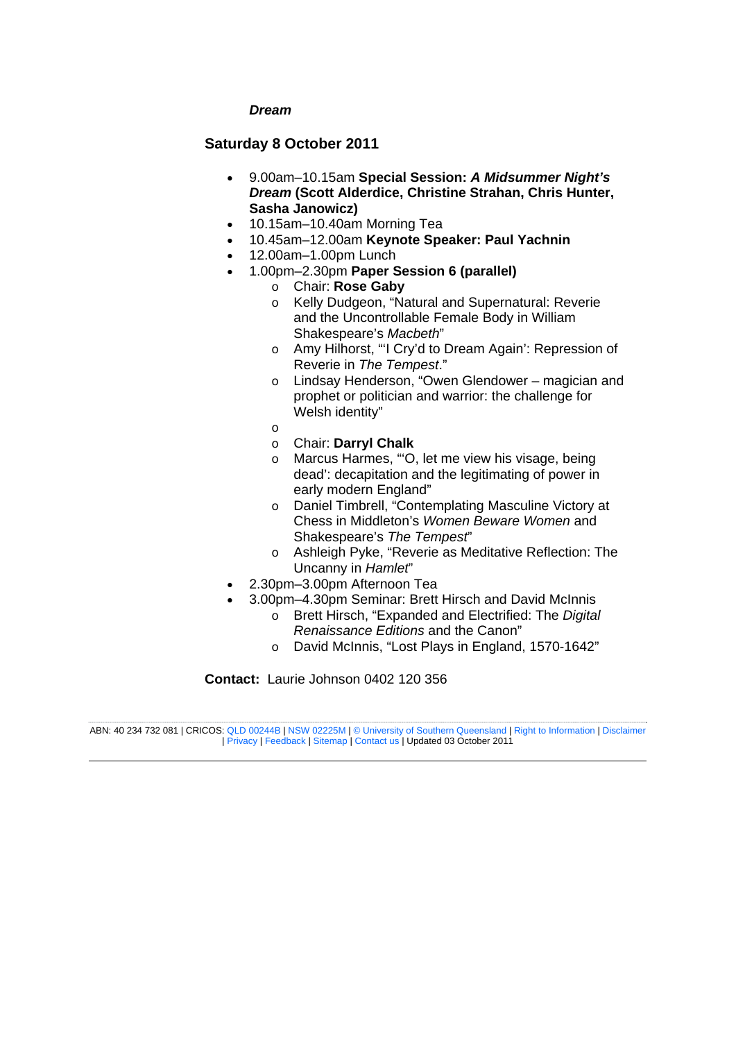***Dream***

### Saturday 8 October 2011

- 9.00am–10.15am **Special Session: *A Midsummer Night's Dream* (Scott Alderdice, Christine Strahan, Chris Hunter, Sasha Janowicz)**
- 10.15am–10.40am Morning Tea
- 10.45am–12.00am **Keynote Speaker: Paul Yachnin**
- 12.00am–1.00pm Lunch
- 1.00pm–2.30pm **Paper Session 6 (parallel)**
  - Chair: **Rose Gaby**
  - Kelly Dudgeon, "Natural and Supernatural: Reverie and the Uncontrollable Female Body in William Shakespeare's *Macbeth*"
  - Amy Hilhorst, "'I Cry'd to Dream Again': Repression of Reverie in *The Tempest*."
  - Lindsay Henderson, "Owen Glendower – magician and prophet or politician and warrior: the challenge for Welsh identity"
  -
  - Chair: **Darryl Chalk**
  - Marcus Harmes, "'O, let me view his visage, being dead': decapitation and the legitimating of power in early modern England"
  - Daniel Timbrell, "Contemplating Masculine Victory at Chess in Middleton's *Women Beware Women* and Shakespeare's *The Tempest*"
  - Ashleigh Pyke, "Reverie as Meditative Reflection: The Uncanny in *Hamlet*"
- 2.30pm–3.00pm Afternoon Tea
- 3.00pm–4.30pm Seminar: Brett Hirsch and David McInnis
  - Brett Hirsch, "Expanded and Electrified: The *Digital Renaissance Editions* and the Canon"
  - David McInnis, "Lost Plays in England, 1570-1642"

**Contact:** Laurie Johnson 0402 120 356

ABN: 40 234 732 081 | CRICOS: QLD 00244B | NSW 02225M | © University of Southern Queensland | Right to Information | Disclaimer | Privacy | Feedback | Sitemap | Contact us | Updated 03 October 2011